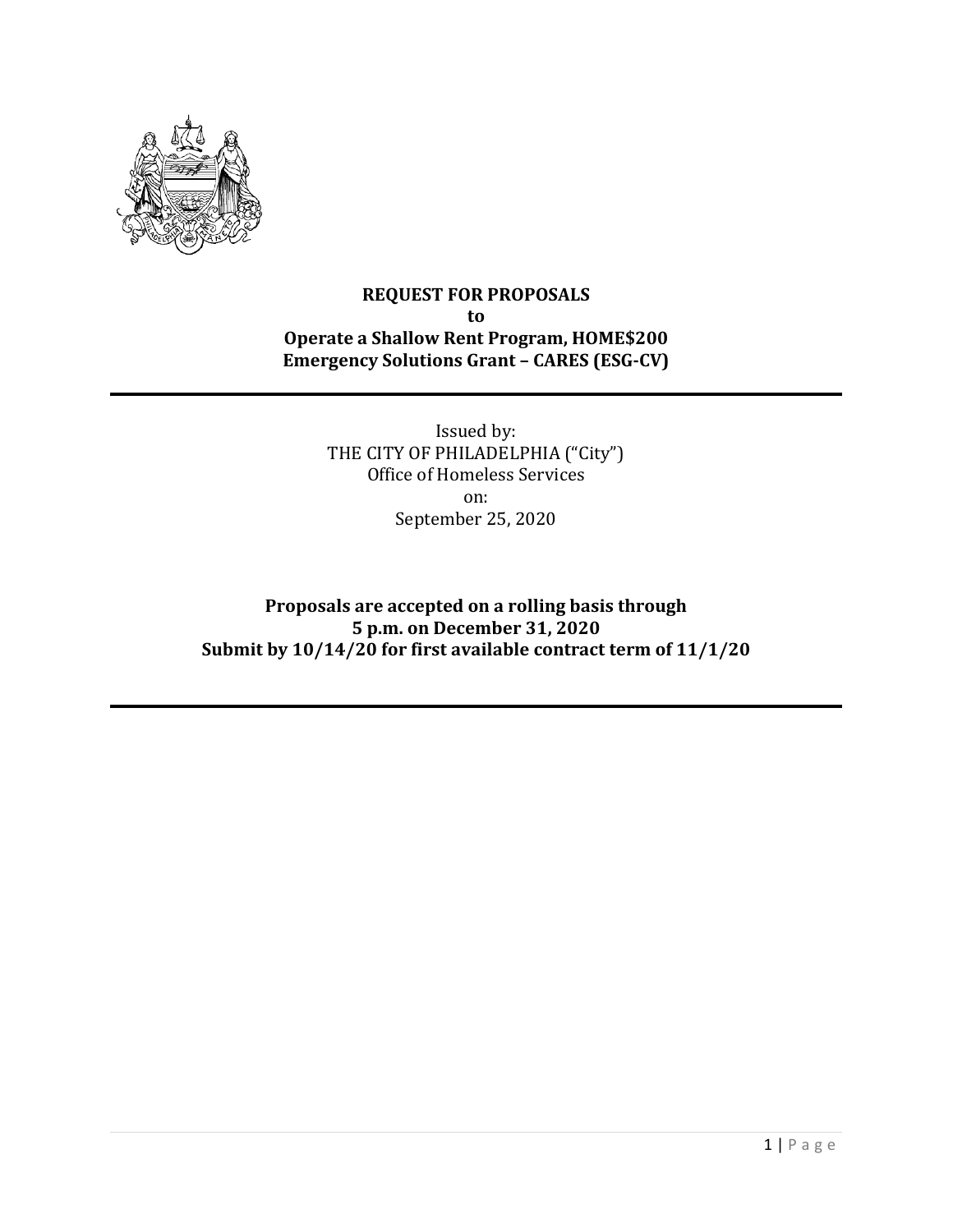# REQUEST FOR PROPOSALS
## to
## Operate a Shallow Rent Program, HOME$200
## Emergency Solutions Grant – CARES (ESG-CV)

---

Issued by:
THE CITY OF PHILADELPHIA ("City")
Office of Homeless Services
on:
September 25, 2020

**Proposals are accepted on a rolling basis through**
**5 p.m. on December 31, 2020**
**Submit by 10/14/20 for first available contract term of 11/1/20**

---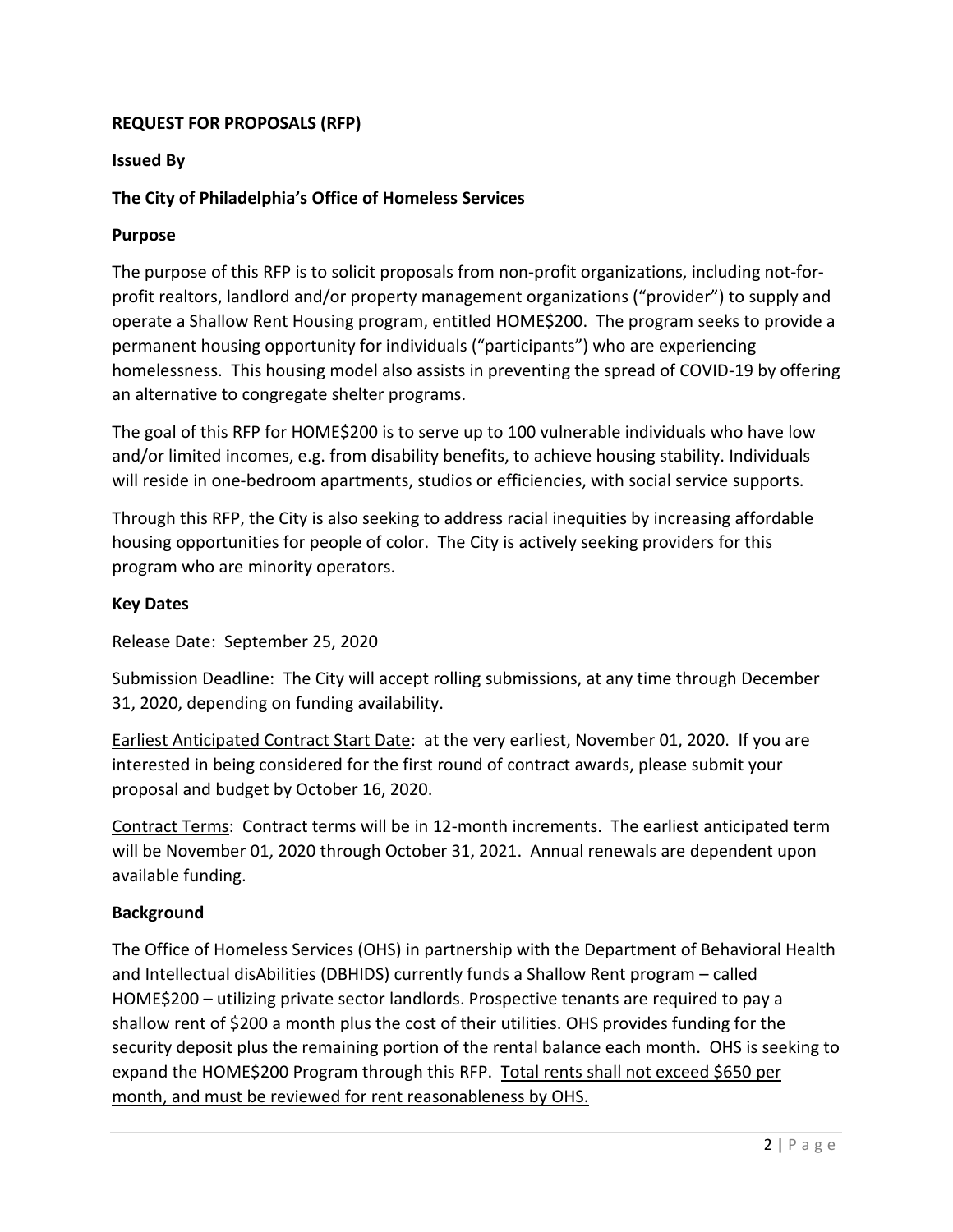**REQUEST FOR PROPOSALS (RFP)**

**Issued By**

**The City of Philadelphia's Office of Homeless Services**

**Purpose**

The purpose of this RFP is to solicit proposals from non-profit organizations, including not-for-profit realtors, landlord and/or property management organizations ("provider") to supply and operate a Shallow Rent Housing program, entitled HOME$200. The program seeks to provide a permanent housing opportunity for individuals ("participants") who are experiencing homelessness. This housing model also assists in preventing the spread of COVID-19 by offering an alternative to congregate shelter programs.

The goal of this RFP for HOME$200 is to serve up to 100 vulnerable individuals who have low and/or limited incomes, e.g. from disability benefits, to achieve housing stability. Individuals will reside in one-bedroom apartments, studios or efficiencies, with social service supports.

Through this RFP, the City is also seeking to address racial inequities by increasing affordable housing opportunities for people of color. The City is actively seeking providers for this program who are minority operators.

**Key Dates**

<u>Release Date</u>: September 25, 2020

<u>Submission Deadline</u>: The City will accept rolling submissions, at any time through December 31, 2020, depending on funding availability.

<u>Earliest Anticipated Contract Start Date</u>: at the very earliest, November 01, 2020. If you are interested in being considered for the first round of contract awards, please submit your proposal and budget by October 16, 2020.

<u>Contract Terms</u>: Contract terms will be in 12-month increments. The earliest anticipated term will be November 01, 2020 through October 31, 2021. Annual renewals are dependent upon available funding.

**Background**

The Office of Homeless Services (OHS) in partnership with the Department of Behavioral Health and Intellectual disAbilities (DBHIDS) currently funds a Shallow Rent program – called HOME$200 – utilizing private sector landlords. Prospective tenants are required to pay a shallow rent of $200 a month plus the cost of their utilities. OHS provides funding for the security deposit plus the remaining portion of the rental balance each month. OHS is seeking to expand the HOME$200 Program through this RFP. <u>Total rents shall not exceed $650 per month, and must be reviewed for rent reasonableness by OHS.</u>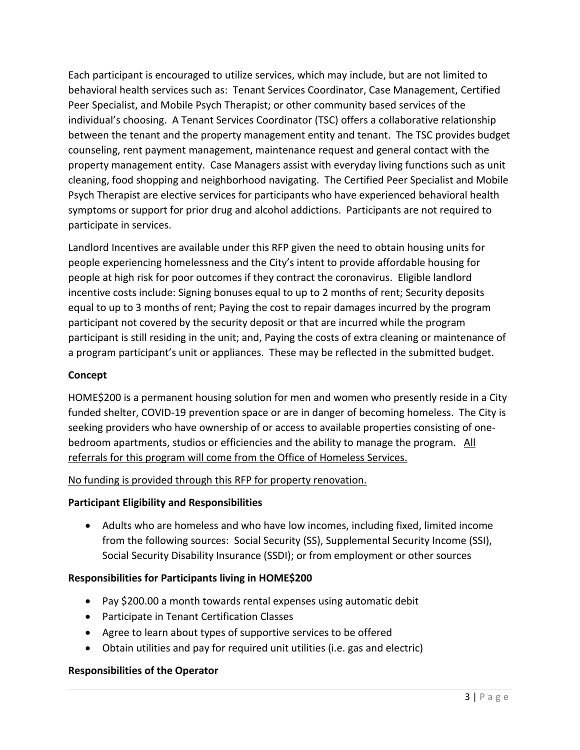Each participant is encouraged to utilize services, which may include, but are not limited to behavioral health services such as: Tenant Services Coordinator, Case Management, Certified Peer Specialist, and Mobile Psych Therapist; or other community based services of the individual's choosing. A Tenant Services Coordinator (TSC) offers a collaborative relationship between the tenant and the property management entity and tenant. The TSC provides budget counseling, rent payment management, maintenance request and general contact with the property management entity. Case Managers assist with everyday living functions such as unit cleaning, food shopping and neighborhood navigating. The Certified Peer Specialist and Mobile Psych Therapist are elective services for participants who have experienced behavioral health symptoms or support for prior drug and alcohol addictions. Participants are not required to participate in services.

Landlord Incentives are available under this RFP given the need to obtain housing units for people experiencing homelessness and the City's intent to provide affordable housing for people at high risk for poor outcomes if they contract the coronavirus. Eligible landlord incentive costs include: Signing bonuses equal to up to 2 months of rent; Security deposits equal to up to 3 months of rent; Paying the cost to repair damages incurred by the program participant not covered by the security deposit or that are incurred while the program participant is still residing in the unit; and, Paying the costs of extra cleaning or maintenance of a program participant's unit or appliances. These may be reflected in the submitted budget.

**Concept**

HOME$200 is a permanent housing solution for men and women who presently reside in a City funded shelter, COVID-19 prevention space or are in danger of becoming homeless. The City is seeking providers who have ownership of or access to available properties consisting of one-bedroom apartments, studios or efficiencies and the ability to manage the program. <u>All referrals for this program will come from the Office of Homeless Services.</u>

<u>No funding is provided through this RFP for property renovation.</u>

**Participant Eligibility and Responsibilities**

- Adults who are homeless and who have low incomes, including fixed, limited income from the following sources: Social Security (SS), Supplemental Security Income (SSI), Social Security Disability Insurance (SSDI); or from employment or other sources

**Responsibilities for Participants living in HOME$200**

- Pay $200.00 a month towards rental expenses using automatic debit
- Participate in Tenant Certification Classes
- Agree to learn about types of supportive services to be offered
- Obtain utilities and pay for required unit utilities (i.e. gas and electric)

**Responsibilities of the Operator**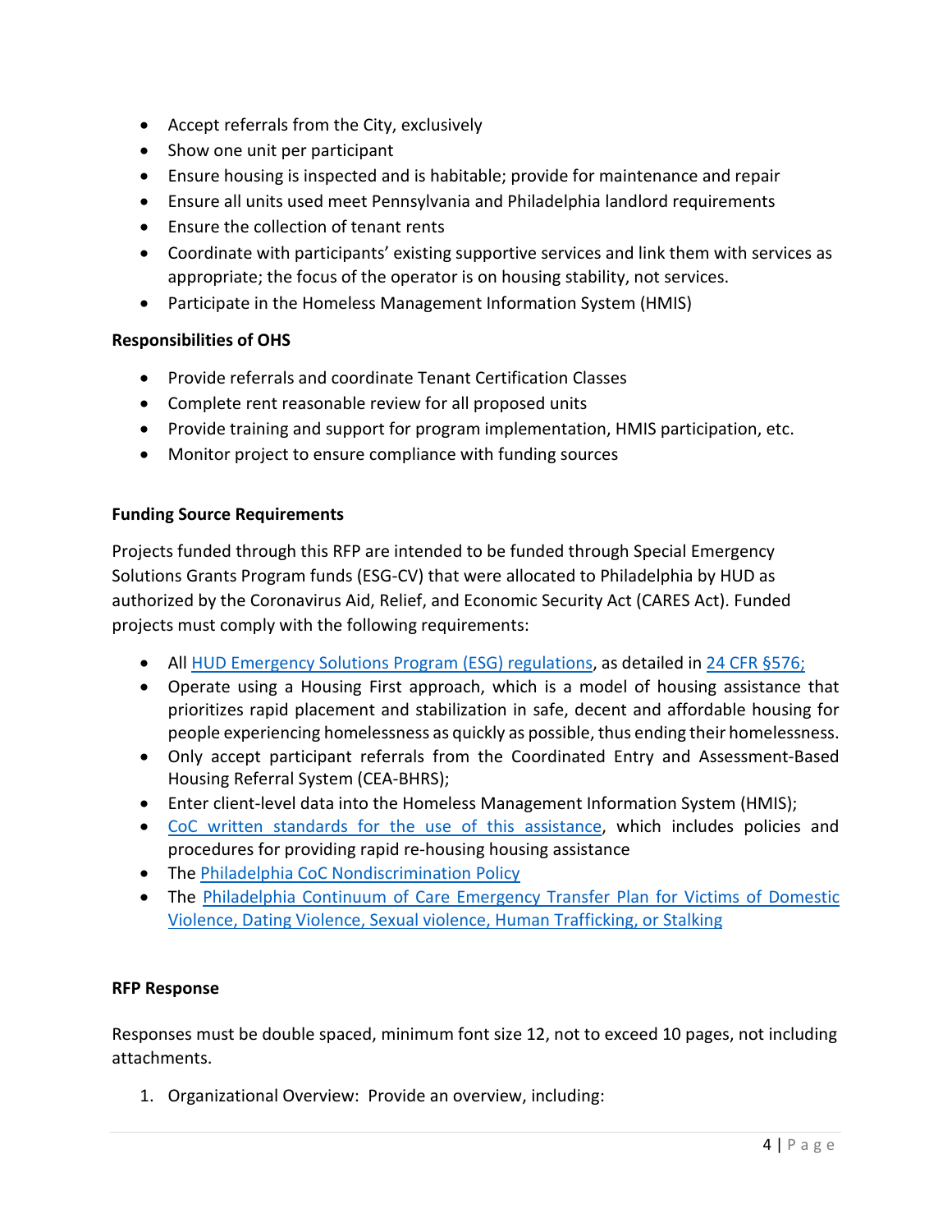- Accept referrals from the City, exclusively
- Show one unit per participant
- Ensure housing is inspected and is habitable; provide for maintenance and repair
- Ensure all units used meet Pennsylvania and Philadelphia landlord requirements
- Ensure the collection of tenant rents
- Coordinate with participants' existing supportive services and link them with services as appropriate; the focus of the operator is on housing stability, not services.
- Participate in the Homeless Management Information System (HMIS)

**Responsibilities of OHS**

- Provide referrals and coordinate Tenant Certification Classes
- Complete rent reasonable review for all proposed units
- Provide training and support for program implementation, HMIS participation, etc.
- Monitor project to ensure compliance with funding sources

**Funding Source Requirements**

Projects funded through this RFP are intended to be funded through Special Emergency Solutions Grants Program funds (ESG-CV) that were allocated to Philadelphia by HUD as authorized by the Coronavirus Aid, Relief, and Economic Security Act (CARES Act). Funded projects must comply with the following requirements:

- All HUD Emergency Solutions Program (ESG) regulations, as detailed in 24 CFR §576;
- Operate using a Housing First approach, which is a model of housing assistance that prioritizes rapid placement and stabilization in safe, decent and affordable housing for people experiencing homelessness as quickly as possible, thus ending their homelessness.
- Only accept participant referrals from the Coordinated Entry and Assessment-Based Housing Referral System (CEA-BHRS);
- Enter client-level data into the Homeless Management Information System (HMIS);
- CoC written standards for the use of this assistance, which includes policies and procedures for providing rapid re-housing housing assistance
- The Philadelphia CoC Nondiscrimination Policy
- The Philadelphia Continuum of Care Emergency Transfer Plan for Victims of Domestic Violence, Dating Violence, Sexual violence, Human Trafficking, or Stalking

**RFP Response**

Responses must be double spaced, minimum font size 12, not to exceed 10 pages, not including attachments.

1. Organizational Overview: Provide an overview, including: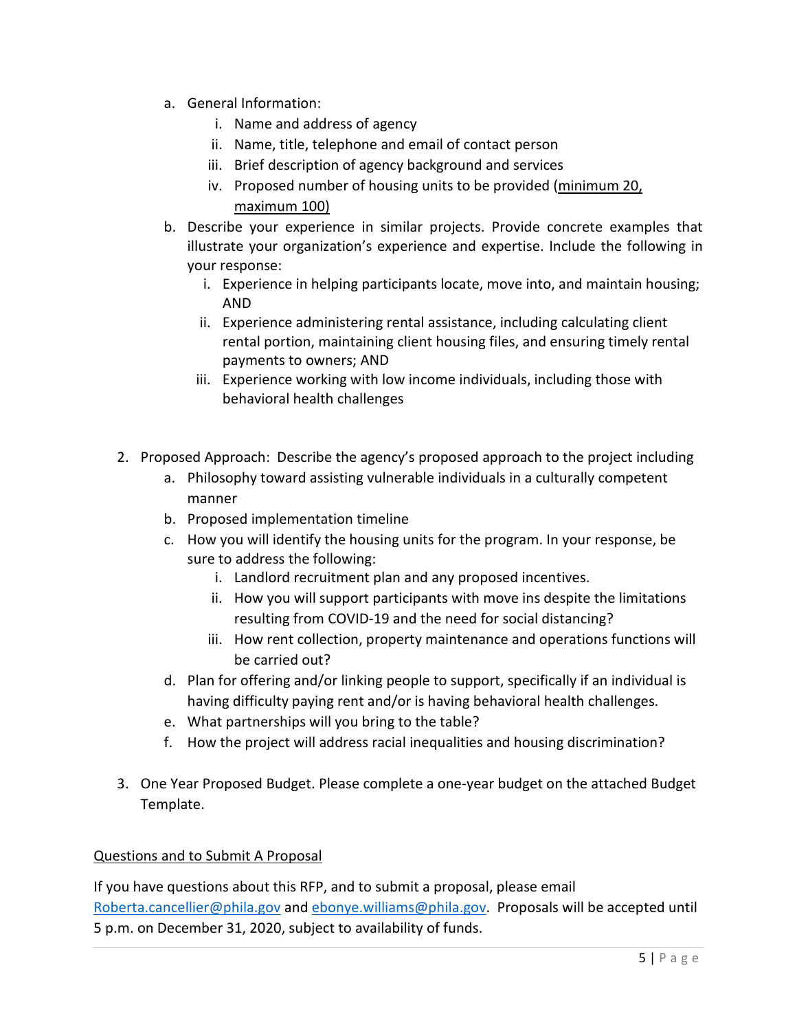a. General Information:
    i. Name and address of agency
    ii. Name, title, telephone and email of contact person
    iii. Brief description of agency background and services
    iv. Proposed number of housing units to be provided (<u>minimum 20, maximum 100)</u>

b. Describe your experience in similar projects. Provide concrete examples that illustrate your organization's experience and expertise. Include the following in your response:
    i. Experience in helping participants locate, move into, and maintain housing; AND
    ii. Experience administering rental assistance, including calculating client rental portion, maintaining client housing files, and ensuring timely rental payments to owners; AND
    iii. Experience working with low income individuals, including those with behavioral health challenges

2. Proposed Approach: Describe the agency's proposed approach to the project including
    a. Philosophy toward assisting vulnerable individuals in a culturally competent manner
    b. Proposed implementation timeline
    c. How you will identify the housing units for the program. In your response, be sure to address the following:
        i. Landlord recruitment plan and any proposed incentives.
        ii. How you will support participants with move ins despite the limitations resulting from COVID-19 and the need for social distancing?
        iii. How rent collection, property maintenance and operations functions will be carried out?
    d. Plan for offering and/or linking people to support, specifically if an individual is having difficulty paying rent and/or is having behavioral health challenges.
    e. What partnerships will you bring to the table?
    f. How the project will address racial inequalities and housing discrimination?

3. One Year Proposed Budget. Please complete a one-year budget on the attached Budget Template.

<u>Questions and to Submit A Proposal</u>

If you have questions about this RFP, and to submit a proposal, please email Roberta.cancellier@phila.gov and ebonye.williams@phila.gov. Proposals will be accepted until 5 p.m. on December 31, 2020, subject to availability of funds.